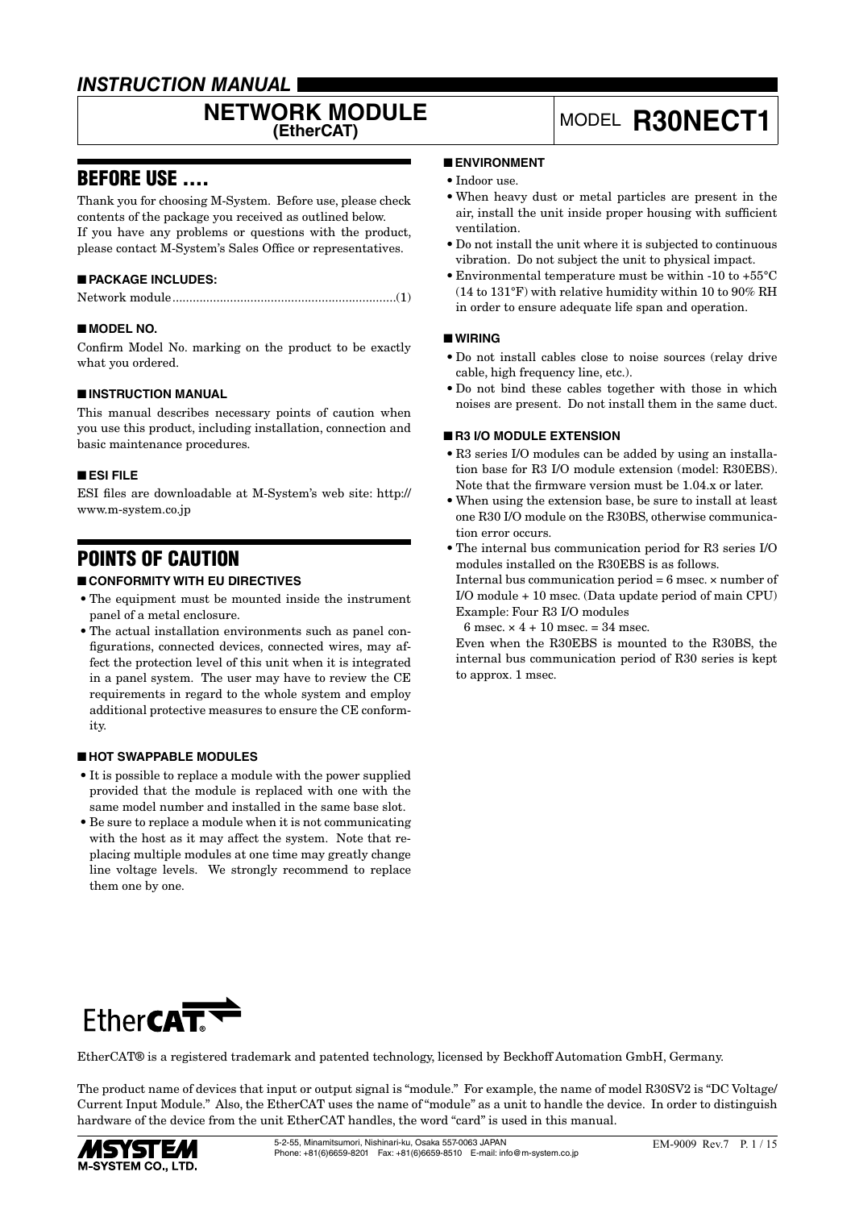***INSTRUCTION MANUAL***

# NETWORK MODULE (EtherCAT)

MODEL **R30NECT1**

## BEFORE USE ....

Thank you for choosing M-System. Before use, please check contents of the package you received as outlined below.
If you have any problems or questions with the product, please contact M-System's Sales Office or representatives.

### ■ PACKAGE INCLUDES:

Network module ..................................................................(1)

### ■ MODEL NO.

Confirm Model No. marking on the product to be exactly what you ordered.

### ■ INSTRUCTION MANUAL

This manual describes necessary points of caution when you use this product, including installation, connection and basic maintenance procedures.

### ■ ESI FILE

ESI files are downloadable at M-System's web site: http://www.m-system.co.jp

## POINTS OF CAUTION

### ■ CONFORMITY WITH EU DIRECTIVES

- The equipment must be mounted inside the instrument panel of a metal enclosure.
- The actual installation environments such as panel configurations, connected devices, connected wires, may affect the protection level of this unit when it is integrated in a panel system. The user may have to review the CE requirements in regard to the whole system and employ additional protective measures to ensure the CE conformity.

### ■ HOT SWAPPABLE MODULES

- It is possible to replace a module with the power supplied provided that the module is replaced with one with the same model number and installed in the same base slot.
- Be sure to replace a module when it is not communicating with the host as it may affect the system. Note that replacing multiple modules at one time may greatly change line voltage levels. We strongly recommend to replace them one by one.

### ■ ENVIRONMENT

- Indoor use.
- When heavy dust or metal particles are present in the air, install the unit inside proper housing with sufficient ventilation.
- Do not install the unit where it is subjected to continuous vibration. Do not subject the unit to physical impact.
- Environmental temperature must be within -10 to +55°C (14 to 131°F) with relative humidity within 10 to 90% RH in order to ensure adequate life span and operation.

### ■ WIRING

- Do not install cables close to noise sources (relay drive cable, high frequency line, etc.).
- Do not bind these cables together with those in which noises are present. Do not install them in the same duct.

### ■ R3 I/O MODULE EXTENSION

- R3 series I/O modules can be added by using an installation base for R3 I/O module extension (model: R30EBS). Note that the firmware version must be 1.04.x or later.
- When using the extension base, be sure to install at least one R30 I/O module on the R30BS, otherwise communication error occurs.
- The internal bus communication period for R3 series I/O modules installed on the R30EBS is as follows.
  Internal bus communication period = 6 msec. × number of I/O module + 10 msec. (Data update period of main CPU)
  Example: Four R3 I/O modules
  6 msec. × 4 + 10 msec. = 34 msec.
  Even when the R30EBS is mounted to the R30BS, the internal bus communication period of R30 series is kept to approx. 1 msec.

EtherCAT

EtherCAT® is a registered trademark and patented technology, licensed by Beckhoff Automation GmbH, Germany.

The product name of devices that input or output signal is "module." For example, the name of model R30SV2 is "DC Voltage/Current Input Module." Also, the EtherCAT uses the name of "module" as a unit to handle the device. In order to distinguish hardware of the device from the unit EtherCAT handles, the word "card" is used in this manual.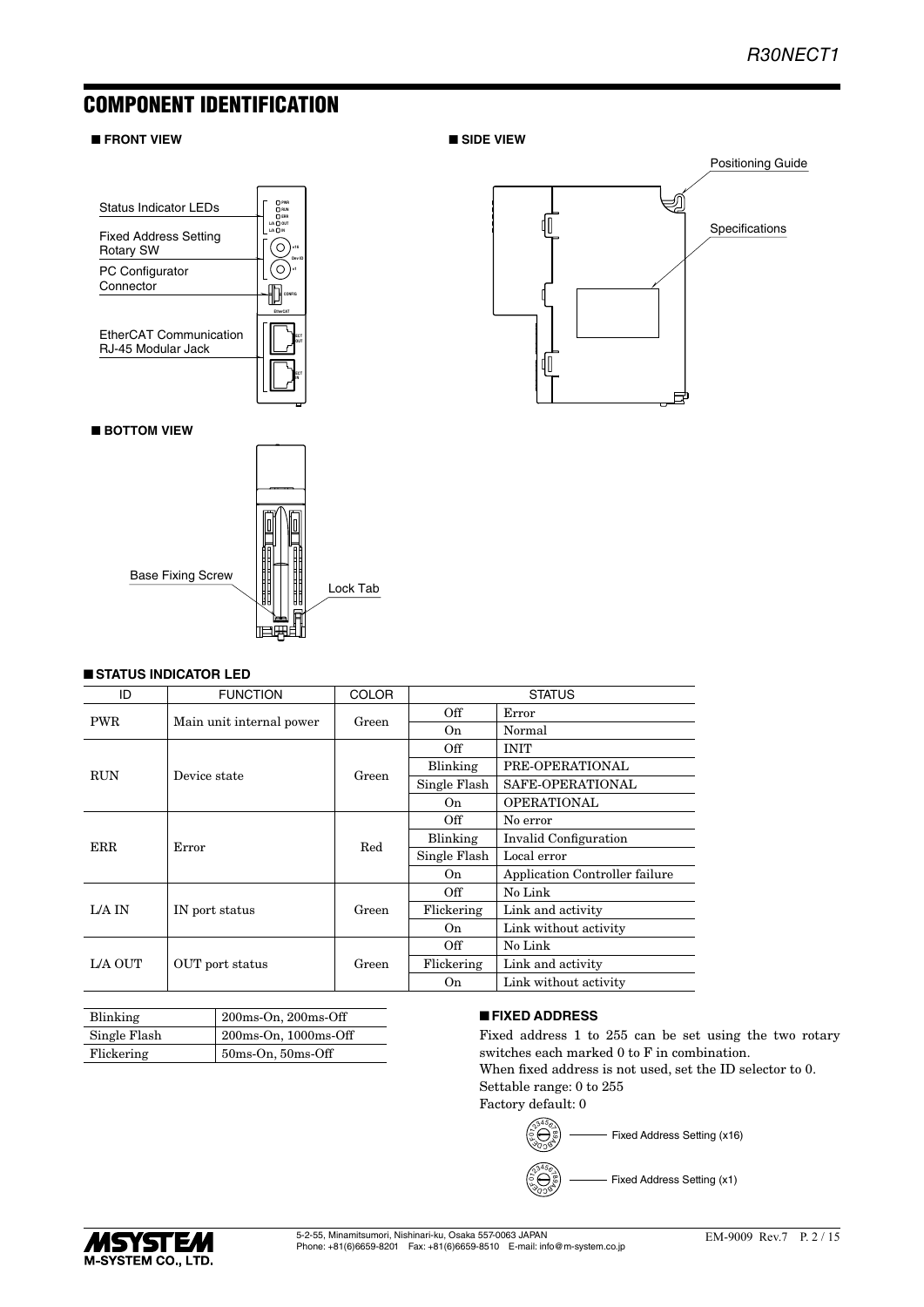# COMPONENT IDENTIFICATION

■ **FRONT VIEW**

Status Indicator LEDs

Fixed Address Setting Rotary SW

PC Configurator Connector

EtherCAT Communication RJ-45 Modular Jack

■ **SIDE VIEW**

Positioning Guide

Specifications

■ **BOTTOM VIEW**

Base Fixing Screw

Lock Tab

■ **STATUS INDICATOR LED**

| ID | FUNCTION | COLOR | STATUS | |
|---|---|---|---|---|
| PWR | Main unit internal power | Green | Off | Error |
| | | | On | Normal |
| RUN | Device state | Green | Off | INIT |
| | | | Blinking | PRE-OPERATIONAL |
| | | | Single Flash | SAFE-OPERATIONAL |
| | | | On | OPERATIONAL |
| ERR | Error | Red | Off | No error |
| | | | Blinking | Invalid Configuration |
| | | | Single Flash | Local error |
| | | | On | Application Controller failure |
| L/A IN | IN port status | Green | Off | No Link |
| | | | Flickering | Link and activity |
| | | | On | Link without activity |
| L/A OUT | OUT port status | Green | Off | No Link |
| | | | Flickering | Link and activity |
| | | | On | Link without activity |

| | |
|---|---|
| Blinking | 200ms-On, 200ms-Off |
| Single Flash | 200ms-On, 1000ms-Off |
| Flickering | 50ms-On, 50ms-Off |

■ **FIXED ADDRESS**

Fixed address 1 to 255 can be set using the two rotary switches each marked 0 to F in combination.
When fixed address is not used, set the ID selector to 0.
Settable range: 0 to 255
Factory default: 0

Fixed Address Setting (x16)

Fixed Address Setting (x1)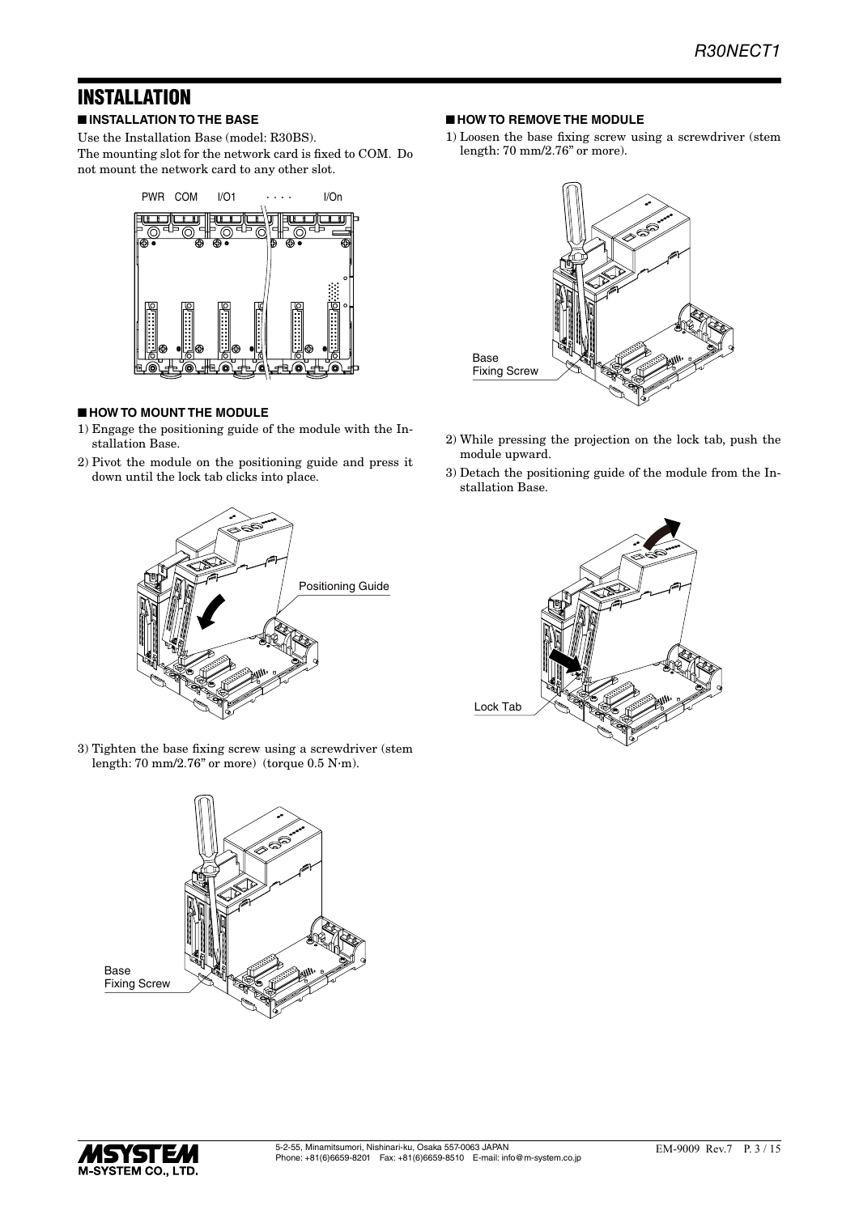# INSTALLATION

## ■ INSTALLATION TO THE BASE

Use the Installation Base (model: R30BS).
The mounting slot for the network card is fixed to COM. Do not mount the network card to any other slot.

PWR COM I/O1 · · · · I/On

## ■ HOW TO MOUNT THE MODULE

1) Engage the positioning guide of the module with the Installation Base.
2) Pivot the module on the positioning guide and press it down until the lock tab clicks into place.

Positioning Guide

3) Tighten the base fixing screw using a screwdriver (stem length: 70 mm/2.76" or more) (torque 0.5 N·m).

Base
Fixing Screw

## ■ HOW TO REMOVE THE MODULE

1) Loosen the base fixing screw using a screwdriver (stem length: 70 mm/2.76" or more).

Base
Fixing Screw

2) While pressing the projection on the lock tab, push the module upward.
3) Detach the positioning guide of the module from the Installation Base.

Lock Tab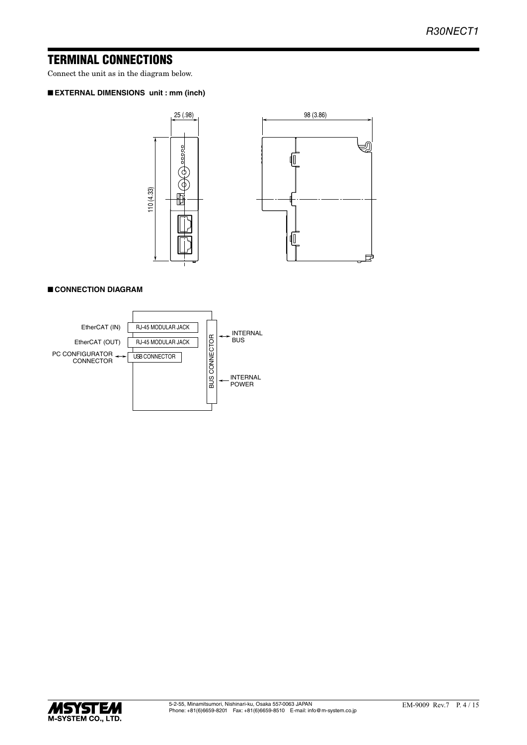# TERMINAL CONNECTIONS

Connect the unit as in the diagram below.

### ■ EXTERNAL DIMENSIONS unit : mm (inch)

25 (.98)

98 (3.86)

110 (4.33)

### ■ CONNECTION DIAGRAM

EtherCAT (IN)

RJ-45 MODULAR JACK

EtherCAT (OUT)

RJ-45 MODULAR JACK

PC CONFIGURATOR CONNECTOR

USB CONNECTOR

BUS CONNECTOR

INTERNAL BUS

INTERNAL POWER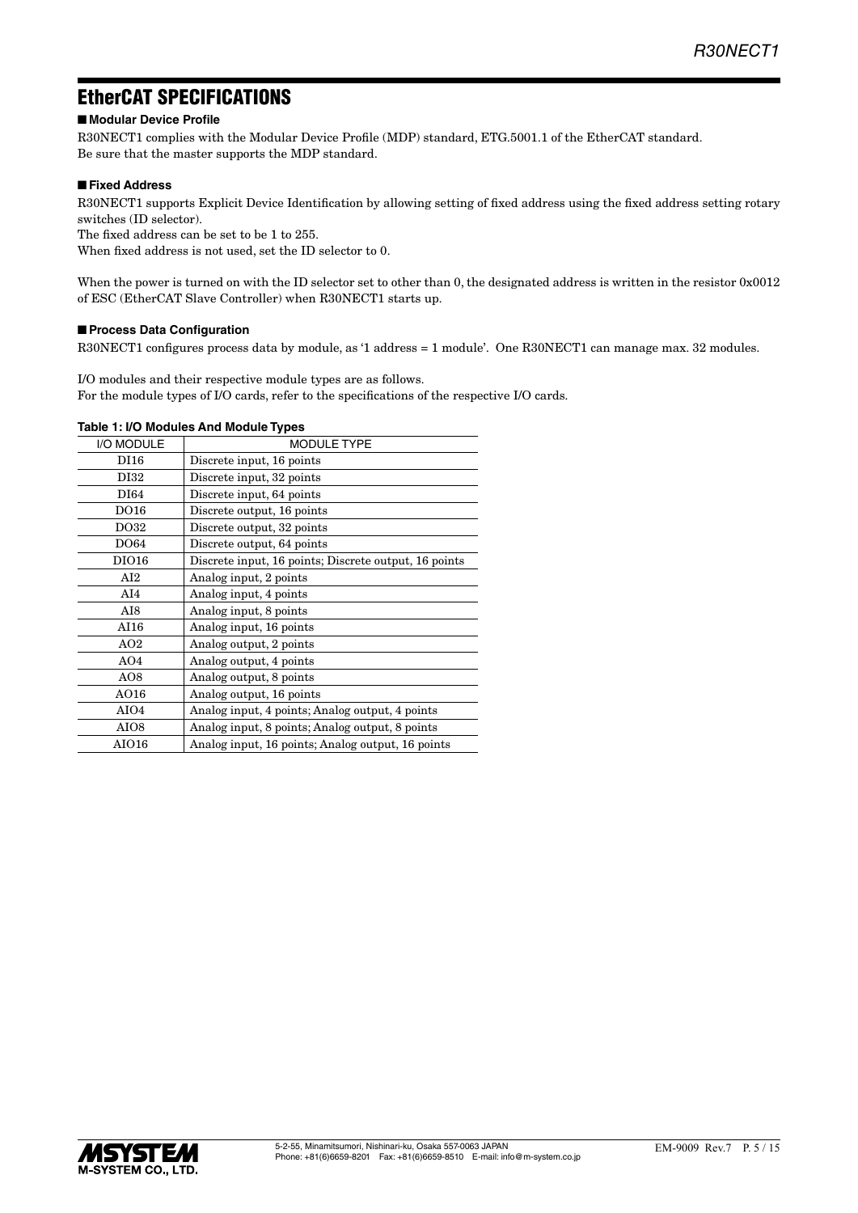# EtherCAT SPECIFICATIONS

## ■ Modular Device Profile

R30NECT1 complies with the Modular Device Profile (MDP) standard, ETG.5001.1 of the EtherCAT standard.
Be sure that the master supports the MDP standard.

## ■ Fixed Address

R30NECT1 supports Explicit Device Identification by allowing setting of fixed address using the fixed address setting rotary switches (ID selector).
The fixed address can be set to be 1 to 255.
When fixed address is not used, set the ID selector to 0.

When the power is turned on with the ID selector set to other than 0, the designated address is written in the resistor 0x0012 of ESC (EtherCAT Slave Controller) when R30NECT1 starts up.

## ■ Process Data Configuration

R30NECT1 configures process data by module, as '1 address = 1 module'. One R30NECT1 can manage max. 32 modules.

I/O modules and their respective module types are as follows.
For the module types of I/O cards, refer to the specifications of the respective I/O cards.

**Table 1: I/O Modules And Module Types**

| I/O MODULE | MODULE TYPE |
|---|---|
| DI16 | Discrete input, 16 points |
| DI32 | Discrete input, 32 points |
| DI64 | Discrete input, 64 points |
| DO16 | Discrete output, 16 points |
| DO32 | Discrete output, 32 points |
| DO64 | Discrete output, 64 points |
| DIO16 | Discrete input, 16 points; Discrete output, 16 points |
| AI2 | Analog input, 2 points |
| AI4 | Analog input, 4 points |
| AI8 | Analog input, 8 points |
| AI16 | Analog input, 16 points |
| AO2 | Analog output, 2 points |
| AO4 | Analog output, 4 points |
| AO8 | Analog output, 8 points |
| AO16 | Analog output, 16 points |
| AIO4 | Analog input, 4 points; Analog output, 4 points |
| AIO8 | Analog input, 8 points; Analog output, 8 points |
| AIO16 | Analog input, 16 points; Analog output, 16 points |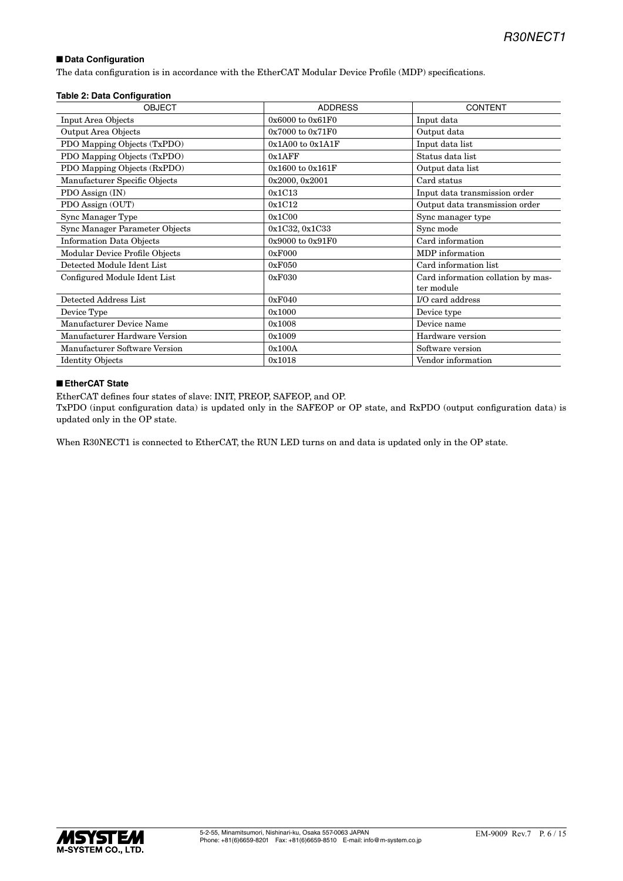## ■ Data Configuration

The data configuration is in accordance with the EtherCAT Modular Device Profile (MDP) specifications.

**Table 2: Data Configuration**

| OBJECT | ADDRESS | CONTENT |
|---|---|---|
| Input Area Objects | 0x6000 to 0x61F0 | Input data |
| Output Area Objects | 0x7000 to 0x71F0 | Output data |
| PDO Mapping Objects (TxPDO) | 0x1A00 to 0x1A1F | Input data list |
| PDO Mapping Objects (TxPDO) | 0x1AFF | Status data list |
| PDO Mapping Objects (RxPDO) | 0x1600 to 0x161F | Output data list |
| Manufacturer Specific Objects | 0x2000, 0x2001 | Card status |
| PDO Assign (IN) | 0x1C13 | Input data transmission order |
| PDO Assign (OUT) | 0x1C12 | Output data transmission order |
| Sync Manager Type | 0x1C00 | Sync manager type |
| Sync Manager Parameter Objects | 0x1C32, 0x1C33 | Sync mode |
| Information Data Objects | 0x9000 to 0x91F0 | Card information |
| Modular Device Profile Objects | 0xF000 | MDP information |
| Detected Module Ident List | 0xF050 | Card information list |
| Configured Module Ident List | 0xF030 | Card information collation by master module |
| Detected Address List | 0xF040 | I/O card address |
| Device Type | 0x1000 | Device type |
| Manufacturer Device Name | 0x1008 | Device name |
| Manufacturer Hardware Version | 0x1009 | Hardware version |
| Manufacturer Software Version | 0x100A | Software version |
| Identity Objects | 0x1018 | Vendor information |

## ■ EtherCAT State

EtherCAT defines four states of slave: INIT, PREOP, SAFEOP, and OP.
TxPDO (input configuration data) is updated only in the SAFEOP or OP state, and RxPDO (output configuration data) is updated only in the OP state.

When R30NECT1 is connected to EtherCAT, the RUN LED turns on and data is updated only in the OP state.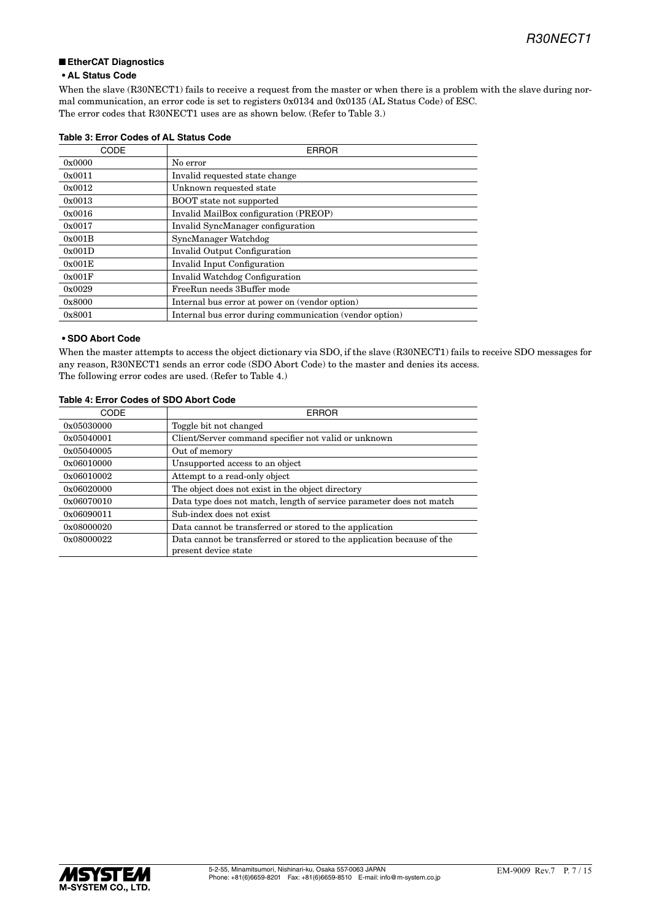## ■ EtherCAT Diagnostics

### • AL Status Code

When the slave (R30NECT1) fails to receive a request from the master or when there is a problem with the slave during normal communication, an error code is set to registers 0x0134 and 0x0135 (AL Status Code) of ESC.
The error codes that R30NECT1 uses are as shown below. (Refer to Table 3.)

**Table 3: Error Codes of AL Status Code**

| CODE | ERROR |
|---|---|
| 0x0000 | No error |
| 0x0011 | Invalid requested state change |
| 0x0012 | Unknown requested state |
| 0x0013 | BOOT state not supported |
| 0x0016 | Invalid MailBox configuration (PREOP) |
| 0x0017 | Invalid SyncManager configuration |
| 0x001B | SyncManager Watchdog |
| 0x001D | Invalid Output Configuration |
| 0x001E | Invalid Input Configuration |
| 0x001F | Invalid Watchdog Configuration |
| 0x0029 | FreeRun needs 3Buffer mode |
| 0x8000 | Internal bus error at power on (vendor option) |
| 0x8001 | Internal bus error during communication (vendor option) |

### • SDO Abort Code

When the master attempts to access the object dictionary via SDO, if the slave (R30NECT1) fails to receive SDO messages for any reason, R30NECT1 sends an error code (SDO Abort Code) to the master and denies its access.
The following error codes are used. (Refer to Table 4.)

**Table 4: Error Codes of SDO Abort Code**

| CODE | ERROR |
|---|---|
| 0x05030000 | Toggle bit not changed |
| 0x05040001 | Client/Server command specifier not valid or unknown |
| 0x05040005 | Out of memory |
| 0x06010000 | Unsupported access to an object |
| 0x06010002 | Attempt to a read-only object |
| 0x06020000 | The object does not exist in the object directory |
| 0x06070010 | Data type does not match, length of service parameter does not match |
| 0x06090011 | Sub-index does not exist |
| 0x08000020 | Data cannot be transferred or stored to the application |
| 0x08000022 | Data cannot be transferred or stored to the application because of the present device state |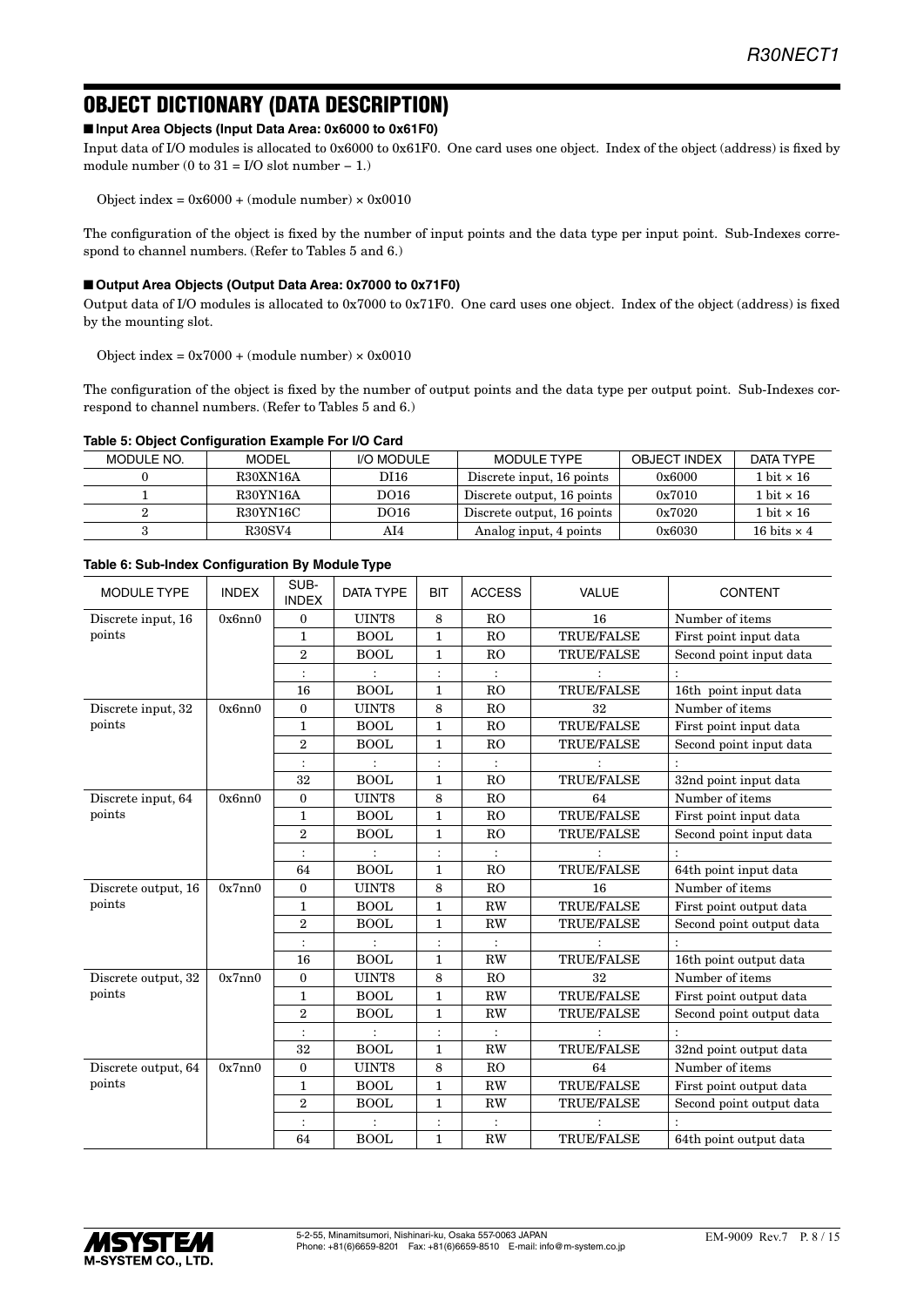## OBJECT DICTIONARY (DATA DESCRIPTION)

### ■ Input Area Objects (Input Data Area: 0x6000 to 0x61F0)

Input data of I/O modules is allocated to 0x6000 to 0x61F0. One card uses one object. Index of the object (address) is fixed by module number (0 to 31 = I/O slot number − 1.)

Object index = 0x6000 + (module number) × 0x0010

The configuration of the object is fixed by the number of input points and the data type per input point. Sub-Indexes correspond to channel numbers. (Refer to Tables 5 and 6.)

### ■ Output Area Objects (Output Data Area: 0x7000 to 0x71F0)

Output data of I/O modules is allocated to 0x7000 to 0x71F0. One card uses one object. Index of the object (address) is fixed by the mounting slot.

Object index = 0x7000 + (module number) × 0x0010

The configuration of the object is fixed by the number of output points and the data type per output point. Sub-Indexes correspond to channel numbers. (Refer to Tables 5 and 6.)

**Table 5: Object Configuration Example For I/O Card**

| MODULE NO. | MODEL | I/O MODULE | MODULE TYPE | OBJECT INDEX | DATA TYPE |
|---|---|---|---|---|---|
| 0 | R30XN16A | DI16 | Discrete input, 16 points | 0x6000 | 1 bit × 16 |
| 1 | R30YN16A | DO16 | Discrete output, 16 points | 0x7010 | 1 bit × 16 |
| 2 | R30YN16C | DO16 | Discrete output, 16 points | 0x7020 | 1 bit × 16 |
| 3 | R30SV4 | AI4 | Analog input, 4 points | 0x6030 | 16 bits × 4 |

**Table 6: Sub-Index Configuration By Module Type**

| MODULE TYPE | INDEX | SUB-INDEX | DATA TYPE | BIT | ACCESS | VALUE | CONTENT |
|---|---|---|---|---|---|---|---|
| Discrete input, 16 points | 0x6nn0 | 0 | UINT8 | 8 | RO | 16 | Number of items |
| | | 1 | BOOL | 1 | RO | TRUE/FALSE | First point input data |
| | | 2 | BOOL | 1 | RO | TRUE/FALSE | Second point input data |
| | | : | : | : | : | : | : |
| | | 16 | BOOL | 1 | RO | TRUE/FALSE | 16th point input data |
| Discrete input, 32 points | 0x6nn0 | 0 | UINT8 | 8 | RO | 32 | Number of items |
| | | 1 | BOOL | 1 | RO | TRUE/FALSE | First point input data |
| | | 2 | BOOL | 1 | RO | TRUE/FALSE | Second point input data |
| | | : | : | : | : | : | : |
| | | 32 | BOOL | 1 | RO | TRUE/FALSE | 32nd point input data |
| Discrete input, 64 points | 0x6nn0 | 0 | UINT8 | 8 | RO | 64 | Number of items |
| | | 1 | BOOL | 1 | RO | TRUE/FALSE | First point input data |
| | | 2 | BOOL | 1 | RO | TRUE/FALSE | Second point input data |
| | | : | : | : | : | : | : |
| | | 64 | BOOL | 1 | RO | TRUE/FALSE | 64th point input data |
| Discrete output, 16 points | 0x7nn0 | 0 | UINT8 | 8 | RO | 16 | Number of items |
| | | 1 | BOOL | 1 | RW | TRUE/FALSE | First point output data |
| | | 2 | BOOL | 1 | RW | TRUE/FALSE | Second point output data |
| | | : | : | : | : | : | : |
| | | 16 | BOOL | 1 | RW | TRUE/FALSE | 16th point output data |
| Discrete output, 32 points | 0x7nn0 | 0 | UINT8 | 8 | RO | 32 | Number of items |
| | | 1 | BOOL | 1 | RW | TRUE/FALSE | First point output data |
| | | 2 | BOOL | 1 | RW | TRUE/FALSE | Second point output data |
| | | : | : | : | : | : | : |
| | | 32 | BOOL | 1 | RW | TRUE/FALSE | 32nd point output data |
| Discrete output, 64 points | 0x7nn0 | 0 | UINT8 | 8 | RO | 64 | Number of items |
| | | 1 | BOOL | 1 | RW | TRUE/FALSE | First point output data |
| | | 2 | BOOL | 1 | RW | TRUE/FALSE | Second point output data |
| | | : | : | : | : | : | : |
| | | 64 | BOOL | 1 | RW | TRUE/FALSE | 64th point output data |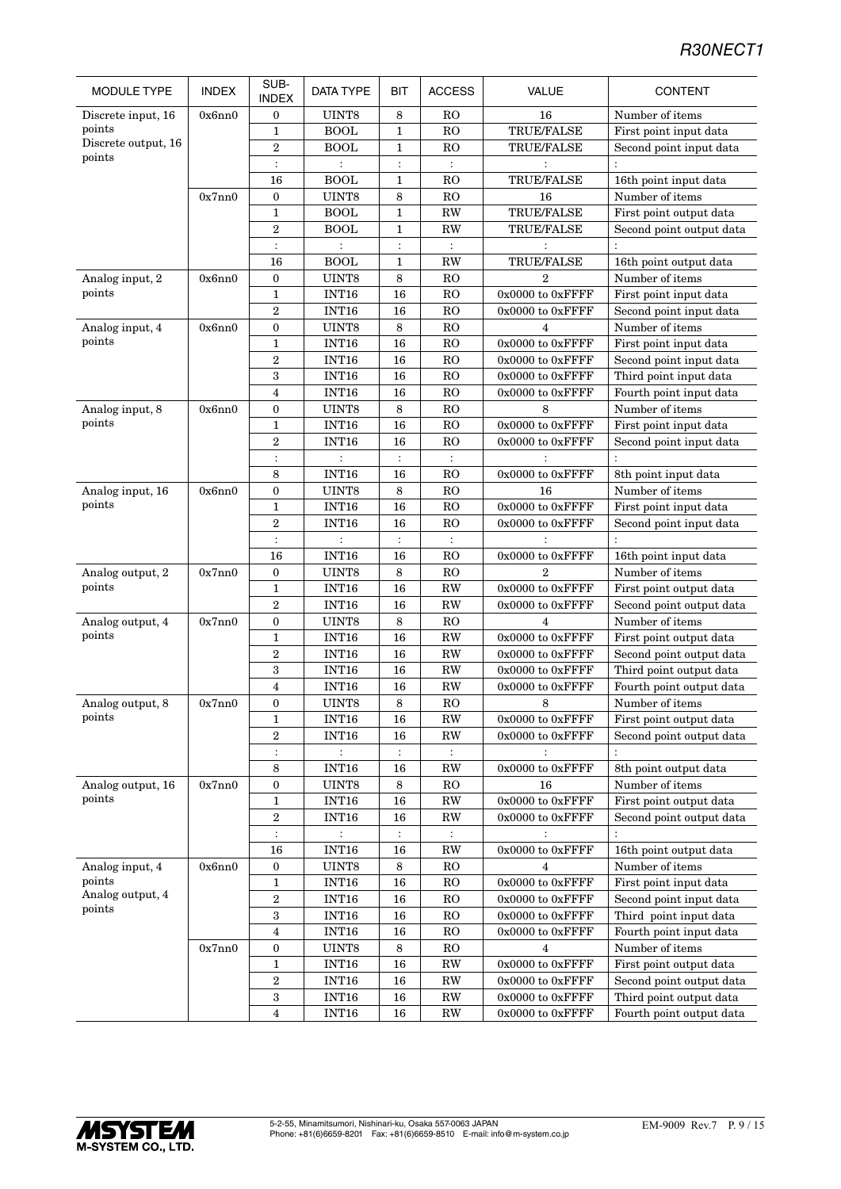| MODULE TYPE | INDEX | SUB-INDEX | DATA TYPE | BIT | ACCESS | VALUE | CONTENT |
|---|---|---|---|---|---|---|---|
| Discrete input, 16 points Discrete output, 16 points | 0x6nn0 | 0 | UINT8 | 8 | RO | 16 | Number of items |
| | | 1 | BOOL | 1 | RO | TRUE/FALSE | First point input data |
| | | 2 | BOOL | 1 | RO | TRUE/FALSE | Second point input data |
| | | : | : | : | : | : | : |
| | | 16 | BOOL | 1 | RO | TRUE/FALSE | 16th point input data |
| | 0x7nn0 | 0 | UINT8 | 8 | RO | 16 | Number of items |
| | | 1 | BOOL | 1 | RW | TRUE/FALSE | First point output data |
| | | 2 | BOOL | 1 | RW | TRUE/FALSE | Second point output data |
| | | : | : | : | : | : | : |
| | | 16 | BOOL | 1 | RW | TRUE/FALSE | 16th point output data |
| Analog input, 2 points | 0x6nn0 | 0 | UINT8 | 8 | RO | 2 | Number of items |
| | | 1 | INT16 | 16 | RO | 0x0000 to 0xFFFF | First point input data |
| | | 2 | INT16 | 16 | RO | 0x0000 to 0xFFFF | Second point input data |
| Analog input, 4 points | 0x6nn0 | 0 | UINT8 | 8 | RO | 4 | Number of items |
| | | 1 | INT16 | 16 | RO | 0x0000 to 0xFFFF | First point input data |
| | | 2 | INT16 | 16 | RO | 0x0000 to 0xFFFF | Second point input data |
| | | 3 | INT16 | 16 | RO | 0x0000 to 0xFFFF | Third point input data |
| | | 4 | INT16 | 16 | RO | 0x0000 to 0xFFFF | Fourth point input data |
| Analog input, 8 points | 0x6nn0 | 0 | UINT8 | 8 | RO | 8 | Number of items |
| | | 1 | INT16 | 16 | RO | 0x0000 to 0xFFFF | First point input data |
| | | 2 | INT16 | 16 | RO | 0x0000 to 0xFFFF | Second point input data |
| | | : | : | : | : | : | : |
| | | 8 | INT16 | 16 | RO | 0x0000 to 0xFFFF | 8th point input data |
| Analog input, 16 points | 0x6nn0 | 0 | UINT8 | 8 | RO | 16 | Number of items |
| | | 1 | INT16 | 16 | RO | 0x0000 to 0xFFFF | First point input data |
| | | 2 | INT16 | 16 | RO | 0x0000 to 0xFFFF | Second point input data |
| | | : | : | : | : | : | : |
| | | 16 | INT16 | 16 | RO | 0x0000 to 0xFFFF | 16th point input data |
| Analog output, 2 points | 0x7nn0 | 0 | UINT8 | 8 | RO | 2 | Number of items |
| | | 1 | INT16 | 16 | RW | 0x0000 to 0xFFFF | First point output data |
| | | 2 | INT16 | 16 | RW | 0x0000 to 0xFFFF | Second point output data |
| Analog output, 4 points | 0x7nn0 | 0 | UINT8 | 8 | RO | 4 | Number of items |
| | | 1 | INT16 | 16 | RW | 0x0000 to 0xFFFF | First point output data |
| | | 2 | INT16 | 16 | RW | 0x0000 to 0xFFFF | Second point output data |
| | | 3 | INT16 | 16 | RW | 0x0000 to 0xFFFF | Third point output data |
| | | 4 | INT16 | 16 | RW | 0x0000 to 0xFFFF | Fourth point output data |
| Analog output, 8 points | 0x7nn0 | 0 | UINT8 | 8 | RO | 8 | Number of items |
| | | 1 | INT16 | 16 | RW | 0x0000 to 0xFFFF | First point output data |
| | | 2 | INT16 | 16 | RW | 0x0000 to 0xFFFF | Second point output data |
| | | : | : | : | : | : | : |
| | | 8 | INT16 | 16 | RW | 0x0000 to 0xFFFF | 8th point output data |
| Analog output, 16 points | 0x7nn0 | 0 | UINT8 | 8 | RO | 16 | Number of items |
| | | 1 | INT16 | 16 | RW | 0x0000 to 0xFFFF | First point output data |
| | | 2 | INT16 | 16 | RW | 0x0000 to 0xFFFF | Second point output data |
| | | : | : | : | : | : | : |
| | | 16 | INT16 | 16 | RW | 0x0000 to 0xFFFF | 16th point output data |
| Analog input, 4 points Analog output, 4 points | 0x6nn0 | 0 | UINT8 | 8 | RO | 4 | Number of items |
| | | 1 | INT16 | 16 | RO | 0x0000 to 0xFFFF | First point input data |
| | | 2 | INT16 | 16 | RO | 0x0000 to 0xFFFF | Second point input data |
| | | 3 | INT16 | 16 | RO | 0x0000 to 0xFFFF | Third point input data |
| | | 4 | INT16 | 16 | RO | 0x0000 to 0xFFFF | Fourth point input data |
| | 0x7nn0 | 0 | UINT8 | 8 | RO | 4 | Number of items |
| | | 1 | INT16 | 16 | RW | 0x0000 to 0xFFFF | First point output data |
| | | 2 | INT16 | 16 | RW | 0x0000 to 0xFFFF | Second point output data |
| | | 3 | INT16 | 16 | RW | 0x0000 to 0xFFFF | Third point output data |
| | | 4 | INT16 | 16 | RW | 0x0000 to 0xFFFF | Fourth point output data |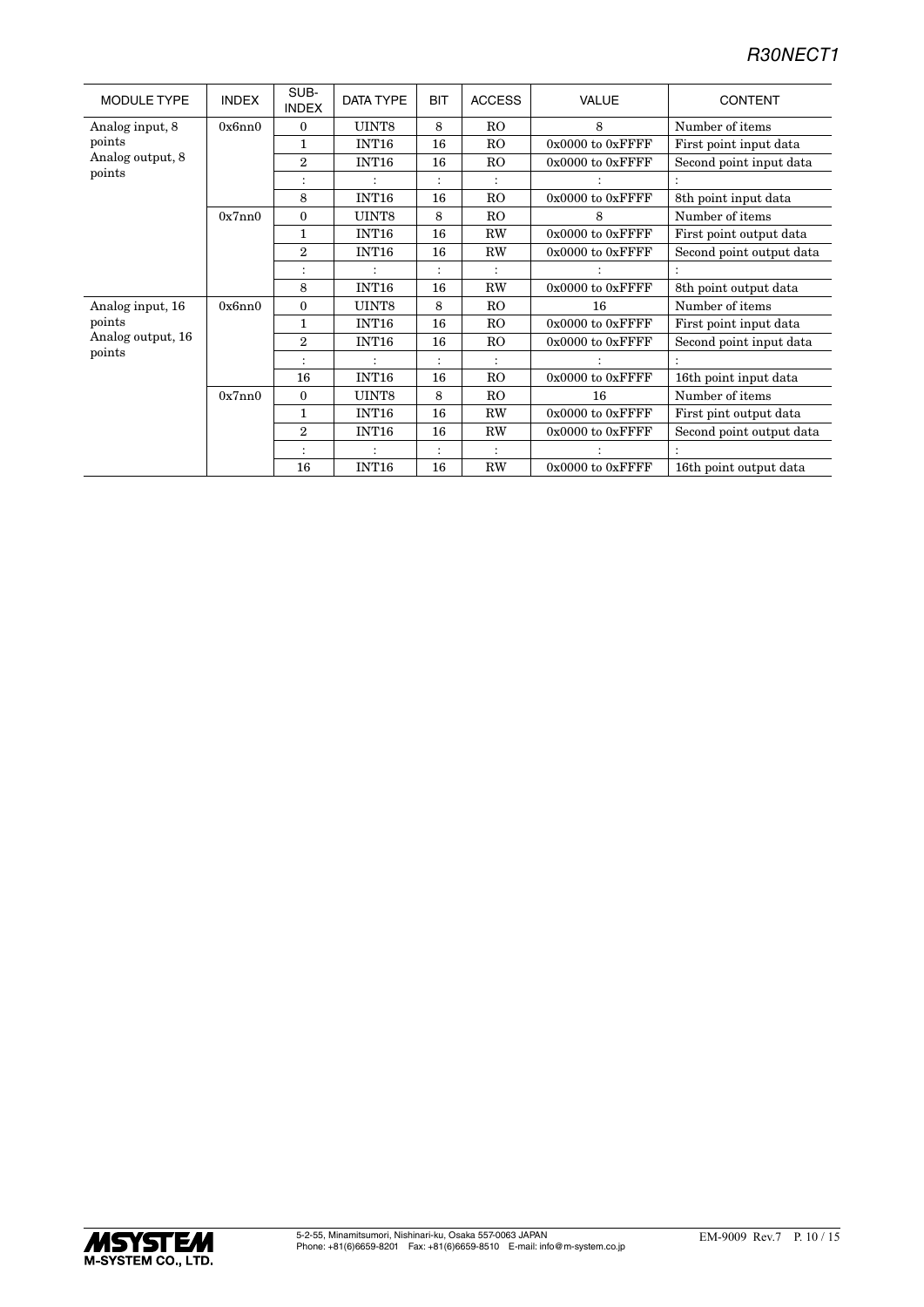| MODULE TYPE | INDEX | SUB-INDEX | DATA TYPE | BIT | ACCESS | VALUE | CONTENT |
|---|---|---|---|---|---|---|---|
| Analog input, 8 points Analog output, 8 points | 0x6nn0 | 0 | UINT8 | 8 | RO | 8 | Number of items |
| | | 1 | INT16 | 16 | RO | 0x0000 to 0xFFFF | First point input data |
| | | 2 | INT16 | 16 | RO | 0x0000 to 0xFFFF | Second point input data |
| | | : | : | : | : | : | : |
| | | 8 | INT16 | 16 | RO | 0x0000 to 0xFFFF | 8th point input data |
| | 0x7nn0 | 0 | UINT8 | 8 | RO | 8 | Number of items |
| | | 1 | INT16 | 16 | RW | 0x0000 to 0xFFFF | First point output data |
| | | 2 | INT16 | 16 | RW | 0x0000 to 0xFFFF | Second point output data |
| | | : | : | : | : | : | : |
| | | 8 | INT16 | 16 | RW | 0x0000 to 0xFFFF | 8th point output data |
| Analog input, 16 points Analog output, 16 points | 0x6nn0 | 0 | UINT8 | 8 | RO | 16 | Number of items |
| | | 1 | INT16 | 16 | RO | 0x0000 to 0xFFFF | First point input data |
| | | 2 | INT16 | 16 | RO | 0x0000 to 0xFFFF | Second point input data |
| | | : | : | : | : | : | : |
| | | 16 | INT16 | 16 | RO | 0x0000 to 0xFFFF | 16th point input data |
| | 0x7nn0 | 0 | UINT8 | 8 | RO | 16 | Number of items |
| | | 1 | INT16 | 16 | RW | 0x0000 to 0xFFFF | First pint output data |
| | | 2 | INT16 | 16 | RW | 0x0000 to 0xFFFF | Second point output data |
| | | : | : | : | : | : | : |
| | | 16 | INT16 | 16 | RW | 0x0000 to 0xFFFF | 16th point output data |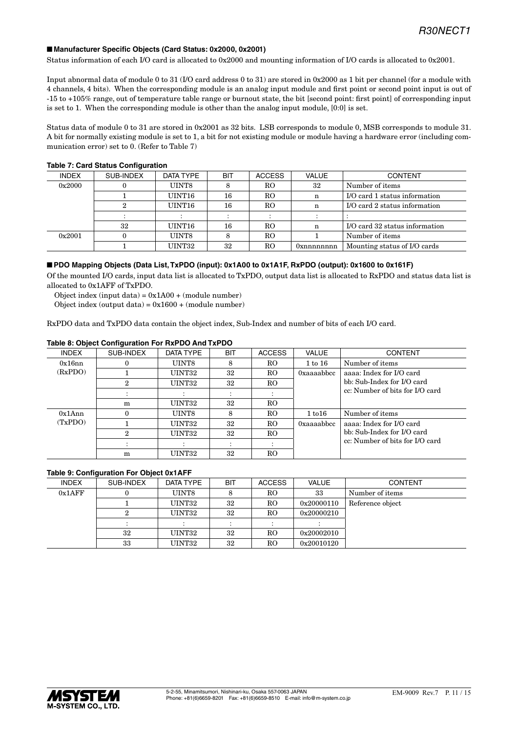### ■ Manufacturer Specific Objects (Card Status: 0x2000, 0x2001)

Status information of each I/O card is allocated to 0x2000 and mounting information of I/O cards is allocated to 0x2001.

Input abnormal data of module 0 to 31 (I/O card address 0 to 31) are stored in 0x2000 as 1 bit per channel (for a module with 4 channels, 4 bits). When the corresponding module is an analog input module and first point or second point input is out of -15 to +105% range, out of temperature table range or burnout state, the bit [second point: first point] of corresponding input is set to 1. When the corresponding module is other than the analog input module, [0:0] is set.

Status data of module 0 to 31 are stored in 0x2001 as 32 bits. LSB corresponds to module 0, MSB corresponds to module 31. A bit for normally existing module is set to 1, a bit for not existing module or module having a hardware error (including communication error) set to 0. (Refer to Table 7)

**Table 7: Card Status Configuration**

| INDEX | SUB-INDEX | DATA TYPE | BIT | ACCESS | VALUE | CONTENT |
|---|---|---|---|---|---|---|
| 0x2000 | 0 | UINT8 | 8 | RO | 32 | Number of items |
| | 1 | UINT16 | 16 | RO | n | I/O card 1 status information |
| | 2 | UINT16 | 16 | RO | n | I/O card 2 status information |
| | : | : | : | : | : | : |
| | 32 | UINT16 | 16 | RO | n | I/O card 32 status information |
| 0x2001 | 0 | UINT8 | 8 | RO | 1 | Number of items |
| | 1 | UINT32 | 32 | RO | 0xnnnnnnnn | Mounting status of I/O cards |

### ■ PDO Mapping Objects (Data List, TxPDO (input): 0x1A00 to 0x1A1F, RxPDO (output): 0x1600 to 0x161F)

Of the mounted I/O cards, input data list is allocated to TxPDO, output data list is allocated to RxPDO and status data list is allocated to 0x1AFF of TxPDO.

Object index (input data) = 0x1A00 + (module number)
Object index (output data) = 0x1600 + (module number)

RxPDO data and TxPDO data contain the object index, Sub-Index and number of bits of each I/O card.

**Table 8: Object Configuration For RxPDO And TxPDO**

| INDEX | SUB-INDEX | DATA TYPE | BIT | ACCESS | VALUE | CONTENT |
|---|---|---|---|---|---|---|
| 0x16nn (RxPDO) | 0 | UINT8 | 8 | RO | 1 to 16 | Number of items |
| | 1 | UINT32 | 32 | RO | 0xaaaabbcc | aaaa: Index for I/O card<br>bb: Sub-Index for I/O card<br>cc: Number of bits for I/O card |
| | 2 | UINT32 | 32 | RO | | |
| | : | : | : | : | | |
| | m | UINT32 | 32 | RO | | |
| 0x1Ann (TxPDO) | 0 | UINT8 | 8 | RO | 1 to16 | Number of items |
| | 1 | UINT32 | 32 | RO | 0xaaaabbcc | aaaa: Index for I/O card<br>bb: Sub-Index for I/O card<br>cc: Number of bits for I/O card |
| | 2 | UINT32 | 32 | RO | | |
| | : | : | : | : | | |
| | m | UINT32 | 32 | RO | | |

**Table 9: Configuration For Object 0x1AFF**

| INDEX | SUB-INDEX | DATA TYPE | BIT | ACCESS | VALUE | CONTENT |
|---|---|---|---|---|---|---|
| 0x1AFF | 0 | UINT8 | 8 | RO | 33 | Number of items |
| | 1 | UINT32 | 32 | RO | 0x20000110 | Reference object |
| | 2 | UINT32 | 32 | RO | 0x20000210 | |
| | : | : | : | : | : | |
| | 32 | UINT32 | 32 | RO | 0x20002010 | |
| | 33 | UINT32 | 32 | RO | 0x20010120 | |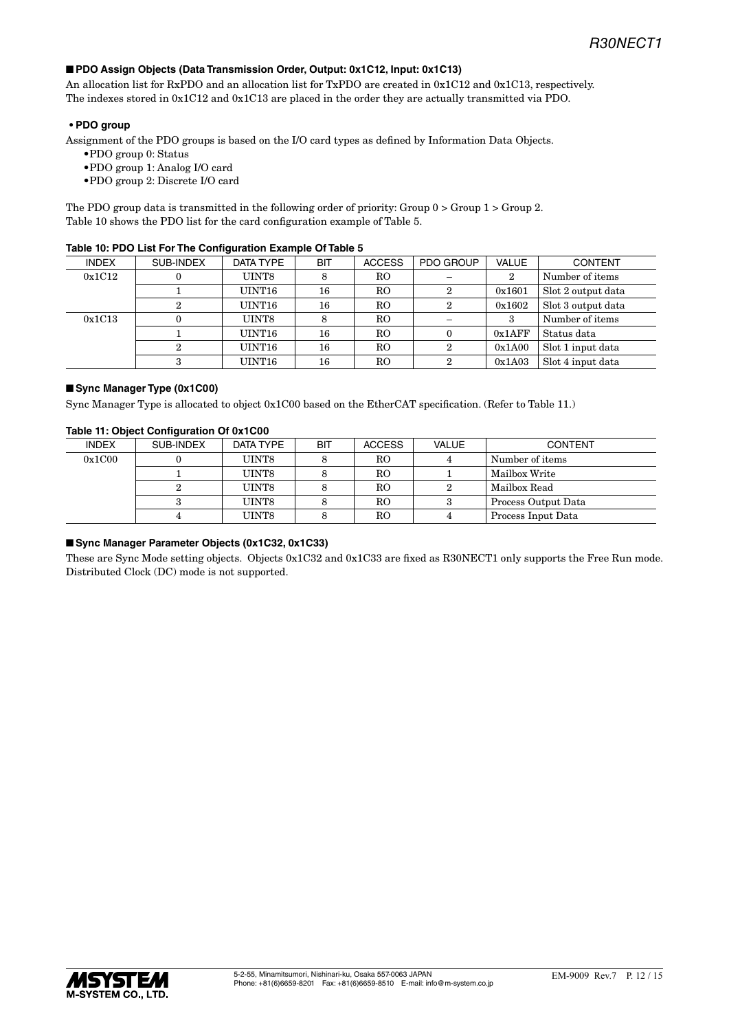## ■ PDO Assign Objects (Data Transmission Order, Output: 0x1C12, Input: 0x1C13)

An allocation list for RxPDO and an allocation list for TxPDO are created in 0x1C12 and 0x1C13, respectively.
The indexes stored in 0x1C12 and 0x1C13 are placed in the order they are actually transmitted via PDO.

### • PDO group

Assignment of the PDO groups is based on the I/O card types as defined by Information Data Objects.

- PDO group 0: Status
- PDO group 1: Analog I/O card
- PDO group 2: Discrete I/O card

The PDO group data is transmitted in the following order of priority: Group 0 > Group 1 > Group 2.
Table 10 shows the PDO list for the card configuration example of Table 5.

**Table 10: PDO List For The Configuration Example Of Table 5**

| INDEX | SUB-INDEX | DATA TYPE | BIT | ACCESS | PDO GROUP | VALUE | CONTENT |
|---|---|---|---|---|---|---|---|
| 0x1C12 | 0 | UINT8 | 8 | RO | – | 2 | Number of items |
| | 1 | UINT16 | 16 | RO | 2 | 0x1601 | Slot 2 output data |
| | 2 | UINT16 | 16 | RO | 2 | 0x1602 | Slot 3 output data |
| 0x1C13 | 0 | UINT8 | 8 | RO | – | 3 | Number of items |
| | 1 | UINT16 | 16 | RO | 0 | 0x1AFF | Status data |
| | 2 | UINT16 | 16 | RO | 2 | 0x1A00 | Slot 1 input data |
| | 3 | UINT16 | 16 | RO | 2 | 0x1A03 | Slot 4 input data |

## ■ Sync Manager Type (0x1C00)

Sync Manager Type is allocated to object 0x1C00 based on the EtherCAT specification. (Refer to Table 11.)

**Table 11: Object Configuration Of 0x1C00**

| INDEX | SUB-INDEX | DATA TYPE | BIT | ACCESS | VALUE | CONTENT |
|---|---|---|---|---|---|---|
| 0x1C00 | 0 | UINT8 | 8 | RO | 4 | Number of items |
| | 1 | UINT8 | 8 | RO | 1 | Mailbox Write |
| | 2 | UINT8 | 8 | RO | 2 | Mailbox Read |
| | 3 | UINT8 | 8 | RO | 3 | Process Output Data |
| | 4 | UINT8 | 8 | RO | 4 | Process Input Data |

## ■ Sync Manager Parameter Objects (0x1C32, 0x1C33)

These are Sync Mode setting objects. Objects 0x1C32 and 0x1C33 are fixed as R30NECT1 only supports the Free Run mode. Distributed Clock (DC) mode is not supported.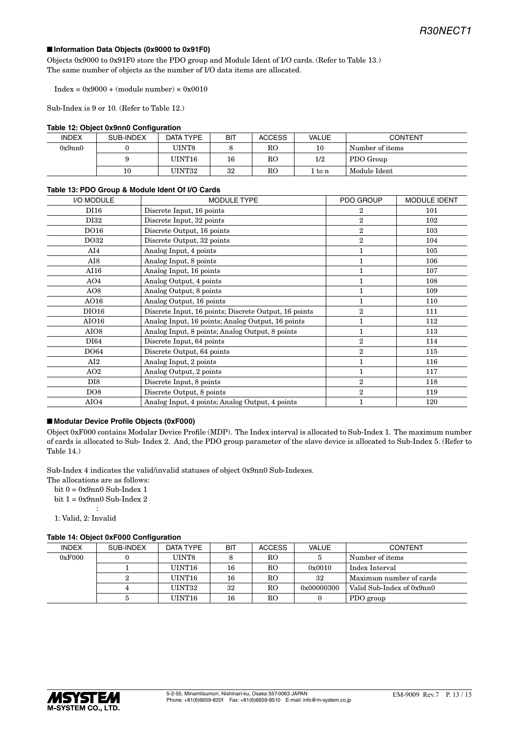## ■ Information Data Objects (0x9000 to 0x91F0)

Objects 0x9000 to 0x91F0 store the PDO group and Module Ident of I/O cards. (Refer to Table 13.)
The same number of objects as the number of I/O data items are allocated.

Index = 0x9000 + (module number) × 0x0010

Sub-Index is 9 or 10. (Refer to Table 12.)

**Table 12: Object 0x9nn0 Configuration**

| INDEX | SUB-INDEX | DATA TYPE | BIT | ACCESS | VALUE | CONTENT |
|---|---|---|---|---|---|---|
| 0x9nn0 | 0 | UINT8 | 8 | RO | 10 | Number of items |
| | 9 | UINT16 | 16 | RO | 1/2 | PDO Group |
| | 10 | UINT32 | 32 | RO | 1 to n | Module Ident |

**Table 13: PDO Group & Module Ident Of I/O Cards**

| I/O MODULE | MODULE TYPE | PDO GROUP | MODULE IDENT |
|---|---|---|---|
| DI16 | Discrete Input, 16 points | 2 | 101 |
| DI32 | Discrete Input, 32 points | 2 | 102 |
| DO16 | Discrete Output, 16 points | 2 | 103 |
| DO32 | Discrete Output, 32 points | 2 | 104 |
| AI4 | Analog Input, 4 points | 1 | 105 |
| AI8 | Analog Input, 8 points | 1 | 106 |
| AI16 | Analog Input, 16 points | 1 | 107 |
| AO4 | Analog Output, 4 points | 1 | 108 |
| AO8 | Analog Output, 8 points | 1 | 109 |
| AO16 | Analog Output, 16 points | 1 | 110 |
| DIO16 | Discrete Input, 16 points; Discrete Output, 16 points | 2 | 111 |
| AIO16 | Analog Input, 16 points; Analog Output, 16 points | 1 | 112 |
| AIO8 | Analog Input, 8 points; Analog Output, 8 points | 1 | 113 |
| DI64 | Discrete Input, 64 points | 2 | 114 |
| DO64 | Discrete Output, 64 points | 2 | 115 |
| AI2 | Analog Input, 2 points | 1 | 116 |
| AO2 | Analog Output, 2 points | 1 | 117 |
| DI8 | Discrete Input, 8 points | 2 | 118 |
| DO8 | Discrete Output, 8 points | 2 | 119 |
| AIO4 | Analog Input, 4 points; Analog Output, 4 points | 1 | 120 |

## ■ Modular Device Profile Objects (0xF000)

Object 0xF000 contains Modular Device Profile (MDP). The Index interval is allocated to Sub-Index 1. The maximum number of cards is allocated to Sub- Index 2. And, the PDO group parameter of the slave device is allocated to Sub-Index 5. (Refer to Table 14.)

Sub-Index 4 indicates the valid/invalid statuses of object 0x9nn0 Sub-Indexes.
The allocations are as follows:
  bit 0 = 0x9nn0 Sub-Index 1
  bit 1 = 0x9nn0 Sub-Index 2
  :
  1: Valid, 2: Invalid

**Table 14: Object 0xF000 Configuration**

| INDEX | SUB-INDEX | DATA TYPE | BIT | ACCESS | VALUE | CONTENT |
|---|---|---|---|---|---|---|
| 0xF000 | 0 | UINT8 | 8 | RO | 5 | Number of items |
| | 1 | UINT16 | 16 | RO | 0x0010 | Index Interval |
| | 2 | UINT16 | 16 | RO | 32 | Maximum number of cards |
| | 4 | UINT32 | 32 | RO | 0x00000300 | Valid Sub-Index of 0x9nn0 |
| | 5 | UINT16 | 16 | RO | 0 | PDO group |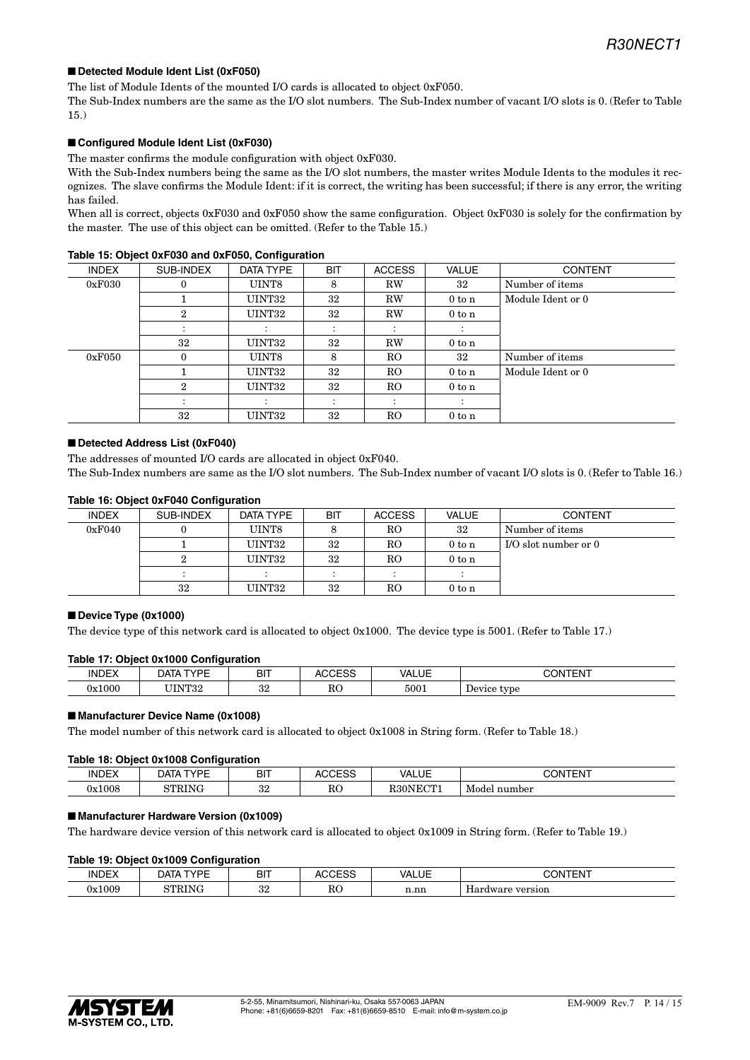## ■ Detected Module Ident List (0xF050)

The list of Module Idents of the mounted I/O cards is allocated to object 0xF050.

The Sub-Index numbers are the same as the I/O slot numbers. The Sub-Index number of vacant I/O slots is 0. (Refer to Table 15.)

## ■ Configured Module Ident List (0xF030)

The master confirms the module configuration with object 0xF030.

With the Sub-Index numbers being the same as the I/O slot numbers, the master writes Module Idents to the modules it recognizes. The slave confirms the Module Ident: if it is correct, the writing has been successful; if there is any error, the writing has failed.

When all is correct, objects 0xF030 and 0xF050 show the same configuration. Object 0xF030 is solely for the confirmation by the master. The use of this object can be omitted. (Refer to the Table 15.)

**Table 15: Object 0xF030 and 0xF050, Configuration**

| INDEX | SUB-INDEX | DATA TYPE | BIT | ACCESS | VALUE | CONTENT |
|---|---|---|---|---|---|---|
| 0xF030 | 0 | UINT8 | 8 | RW | 32 | Number of items |
| | 1 | UINT32 | 32 | RW | 0 to n | Module Ident or 0 |
| | 2 | UINT32 | 32 | RW | 0 to n | |
| | : | : | : | : | : | |
| | 32 | UINT32 | 32 | RW | 0 to n | |
| 0xF050 | 0 | UINT8 | 8 | RO | 32 | Number of items |
| | 1 | UINT32 | 32 | RO | 0 to n | Module Ident or 0 |
| | 2 | UINT32 | 32 | RO | 0 to n | |
| | : | : | : | : | : | |
| | 32 | UINT32 | 32 | RO | 0 to n | |

## ■ Detected Address List (0xF040)

The addresses of mounted I/O cards are allocated in object 0xF040.

The Sub-Index numbers are same as the I/O slot numbers. The Sub-Index number of vacant I/O slots is 0. (Refer to Table 16.)

**Table 16: Object 0xF040 Configuration**

| INDEX | SUB-INDEX | DATA TYPE | BIT | ACCESS | VALUE | CONTENT |
|---|---|---|---|---|---|---|
| 0xF040 | 0 | UINT8 | 8 | RO | 32 | Number of items |
| | 1 | UINT32 | 32 | RO | 0 to n | I/O slot number or 0 |
| | 2 | UINT32 | 32 | RO | 0 to n | |
| | : | : | : | : | : | |
| | 32 | UINT32 | 32 | RO | 0 to n | |

## ■ Device Type (0x1000)

The device type of this network card is allocated to object 0x1000. The device type is 5001. (Refer to Table 17.)

**Table 17: Object 0x1000 Configuration**

| INDEX | DATA TYPE | BIT | ACCESS | VALUE | CONTENT |
|---|---|---|---|---|---|
| 0x1000 | UINT32 | 32 | RO | 5001 | Device type |

## ■ Manufacturer Device Name (0x1008)

The model number of this network card is allocated to object 0x1008 in String form. (Refer to Table 18.)

**Table 18: Object 0x1008 Configuration**

| INDEX | DATA TYPE | BIT | ACCESS | VALUE | CONTENT |
|---|---|---|---|---|---|
| 0x1008 | STRING | 32 | RO | R30NECT1 | Model number |

## ■ Manufacturer Hardware Version (0x1009)

The hardware device version of this network card is allocated to object 0x1009 in String form. (Refer to Table 19.)

**Table 19: Object 0x1009 Configuration**

| INDEX | DATA TYPE | BIT | ACCESS | VALUE | CONTENT |
|---|---|---|---|---|---|
| 0x1009 | STRING | 32 | RO | n.nn | Hardware version |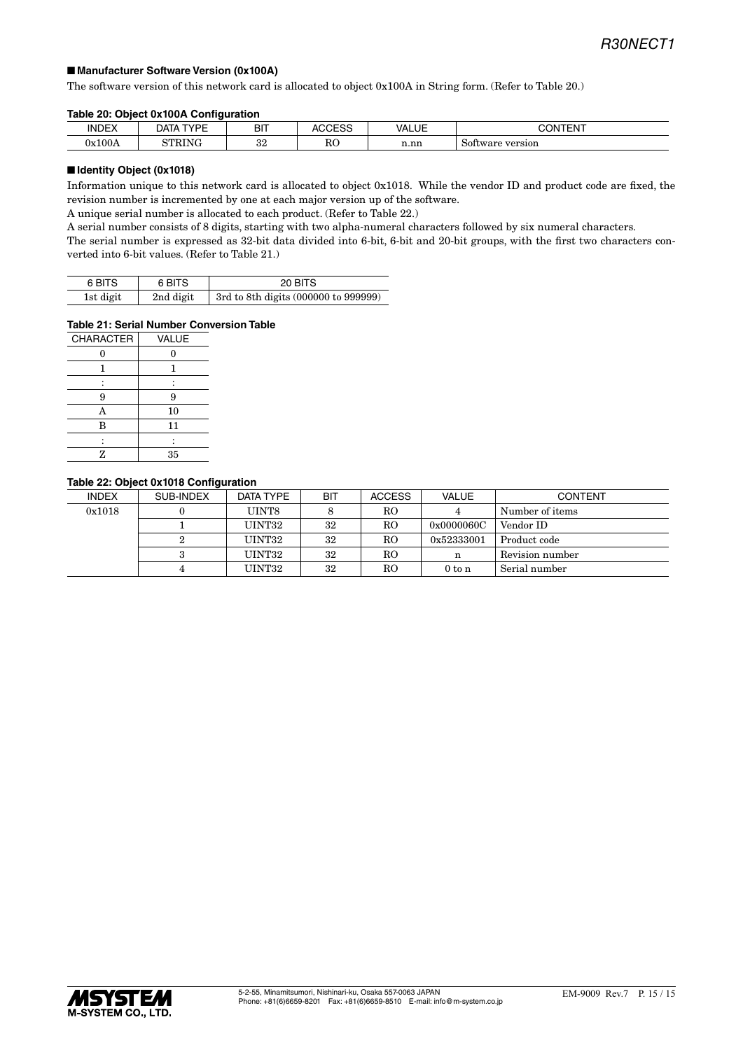## ■ Manufacturer Software Version (0x100A)

The software version of this network card is allocated to object 0x100A in String form. (Refer to Table 20.)

**Table 20: Object 0x100A Configuration**

| INDEX | DATA TYPE | BIT | ACCESS | VALUE | CONTENT |
|---|---|---|---|---|---|
| 0x100A | STRING | 32 | RO | n.nn | Software version |

## ■ Identity Object (0x1018)

Information unique to this network card is allocated to object 0x1018. While the vendor ID and product code are fixed, the revision number is incremented by one at each major version up of the software.

A unique serial number is allocated to each product. (Refer to Table 22.)

A serial number consists of 8 digits, starting with two alpha-numeral characters followed by six numeral characters.

The serial number is expressed as 32-bit data divided into 6-bit, 6-bit and 20-bit groups, with the first two characters converted into 6-bit values. (Refer to Table 21.)

| 6 BITS | 6 BITS | 20 BITS |
|---|---|---|
| 1st digit | 2nd digit | 3rd to 8th digits (000000 to 999999) |

**Table 21: Serial Number Conversion Table**

| CHARACTER | VALUE |
|---|---|
| 0 | 0 |
| 1 | 1 |
| : | : |
| 9 | 9 |
| A | 10 |
| B | 11 |
| : | : |
| Z | 35 |

**Table 22: Object 0x1018 Configuration**

| INDEX | SUB-INDEX | DATA TYPE | BIT | ACCESS | VALUE | CONTENT |
|---|---|---|---|---|---|---|
| 0x1018 | 0 | UINT8 | 8 | RO | 4 | Number of items |
| | 1 | UINT32 | 32 | RO | 0x0000060C | Vendor ID |
| | 2 | UINT32 | 32 | RO | 0x52333001 | Product code |
| | 3 | UINT32 | 32 | RO | n | Revision number |
| | 4 | UINT32 | 32 | RO | 0 to n | Serial number |